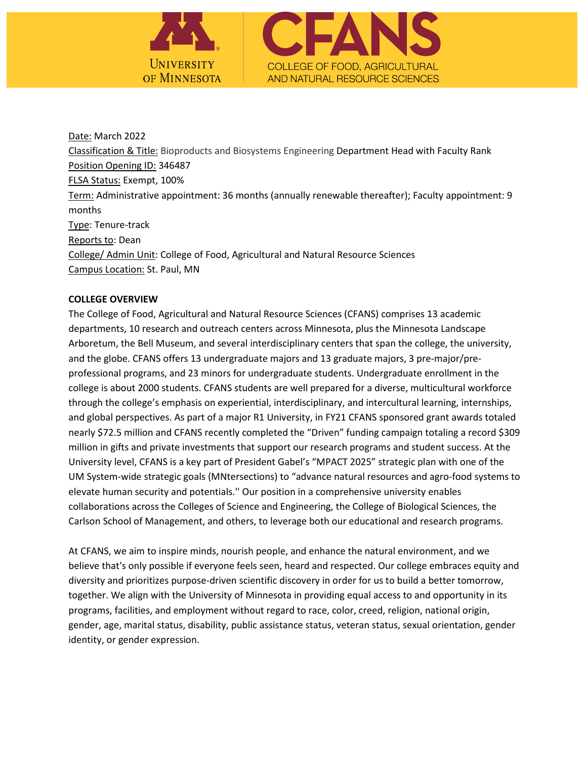Date: March 2022

Classification & Title: Bioproducts and Biosystems Engineering Department Head with Faculty Rank

Position Opening ID: 346487

FLSA Status: Exempt, 100%

Term: Administrative appointment: 36 months (annually renewable thereafter); Faculty appointment: 9 months

Type: Tenure-track

Reports to: Dean

College/ Admin Unit: College of Food, Agricultural and Natural Resource Sciences

Campus Location: St. Paul, MN

**COLLEGE OVERVIEW**

The College of Food, Agricultural and Natural Resource Sciences (CFANS) comprises 13 academic departments, 10 research and outreach centers across Minnesota, plus the Minnesota Landscape Arboretum, the Bell Museum, and several interdisciplinary centers that span the college, the university, and the globe. CFANS offers 13 undergraduate majors and 13 graduate majors, 3 pre-major/pre-professional programs, and 23 minors for undergraduate students. Undergraduate enrollment in the college is about 2000 students. CFANS students are well prepared for a diverse, multicultural workforce through the college's emphasis on experiential, interdisciplinary, and intercultural learning, internships, and global perspectives. As part of a major R1 University, in FY21 CFANS sponsored grant awards totaled nearly $72.5 million and CFANS recently completed the "Driven" funding campaign totaling a record $309 million in gifts and private investments that support our research programs and student success. At the University level, CFANS is a key part of President Gabel's "MPACT 2025" strategic plan with one of the UM System-wide strategic goals (MNtersections) to "advance natural resources and agro-food systems to elevate human security and potentials.'' Our position in a comprehensive university enables collaborations across the Colleges of Science and Engineering, the College of Biological Sciences, the Carlson School of Management, and others, to leverage both our educational and research programs.

At CFANS, we aim to inspire minds, nourish people, and enhance the natural environment, and we believe that's only possible if everyone feels seen, heard and respected. Our college embraces equity and diversity and prioritizes purpose-driven scientific discovery in order for us to build a better tomorrow, together. We align with the University of Minnesota in providing equal access to and opportunity in its programs, facilities, and employment without regard to race, color, creed, religion, national origin, gender, age, marital status, disability, public assistance status, veteran status, sexual orientation, gender identity, or gender expression.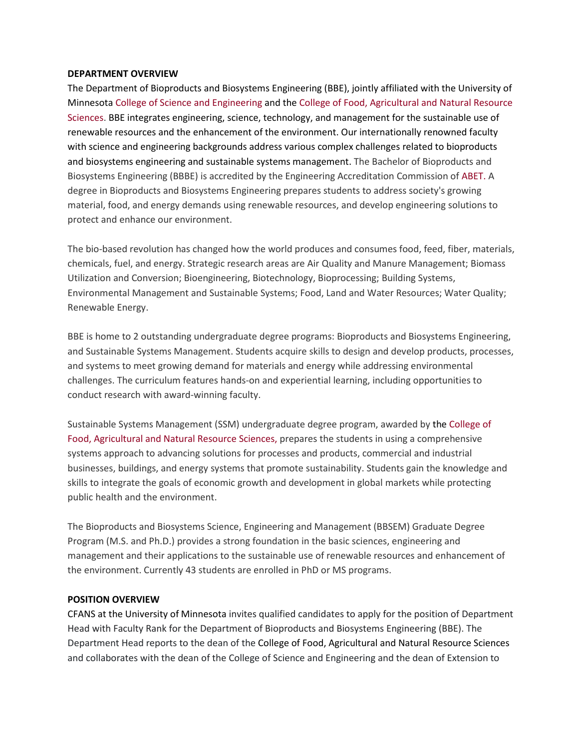**DEPARTMENT OVERVIEW**

The Department of Bioproducts and Biosystems Engineering (BBE), jointly affiliated with the University of Minnesota College of Science and Engineering and the College of Food, Agricultural and Natural Resource Sciences. BBE integrates engineering, science, technology, and management for the sustainable use of renewable resources and the enhancement of the environment. Our internationally renowned faculty with science and engineering backgrounds address various complex challenges related to bioproducts and biosystems engineering and sustainable systems management. The Bachelor of Bioproducts and Biosystems Engineering (BBBE) is accredited by the Engineering Accreditation Commission of ABET. A degree in Bioproducts and Biosystems Engineering prepares students to address society's growing material, food, and energy demands using renewable resources, and develop engineering solutions to protect and enhance our environment.

The bio-based revolution has changed how the world produces and consumes food, feed, fiber, materials, chemicals, fuel, and energy. Strategic research areas are Air Quality and Manure Management; Biomass Utilization and Conversion; Bioengineering, Biotechnology, Bioprocessing; Building Systems, Environmental Management and Sustainable Systems; Food, Land and Water Resources; Water Quality; Renewable Energy.

BBE is home to 2 outstanding undergraduate degree programs: Bioproducts and Biosystems Engineering, and Sustainable Systems Management. Students acquire skills to design and develop products, processes, and systems to meet growing demand for materials and energy while addressing environmental challenges. The curriculum features hands-on and experiential learning, including opportunities to conduct research with award-winning faculty.

Sustainable Systems Management (SSM) undergraduate degree program, awarded by the College of Food, Agricultural and Natural Resource Sciences, prepares the students in using a comprehensive systems approach to advancing solutions for processes and products, commercial and industrial businesses, buildings, and energy systems that promote sustainability. Students gain the knowledge and skills to integrate the goals of economic growth and development in global markets while protecting public health and the environment.

The Bioproducts and Biosystems Science, Engineering and Management (BBSEM) Graduate Degree Program (M.S. and Ph.D.) provides a strong foundation in the basic sciences, engineering and management and their applications to the sustainable use of renewable resources and enhancement of the environment. Currently 43 students are enrolled in PhD or MS programs.

**POSITION OVERVIEW**

CFANS at the University of Minnesota invites qualified candidates to apply for the position of Department Head with Faculty Rank for the Department of Bioproducts and Biosystems Engineering (BBE). The Department Head reports to the dean of the College of Food, Agricultural and Natural Resource Sciences and collaborates with the dean of the College of Science and Engineering and the dean of Extension to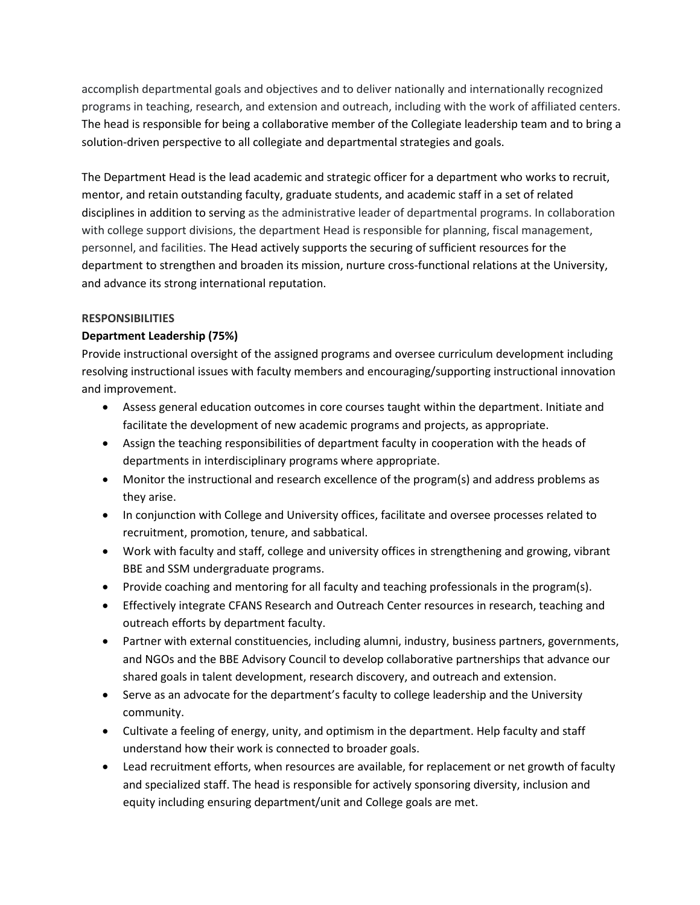accomplish departmental goals and objectives and to deliver nationally and internationally recognized programs in teaching, research, and extension and outreach, including with the work of affiliated centers. The head is responsible for being a collaborative member of the Collegiate leadership team and to bring a solution-driven perspective to all collegiate and departmental strategies and goals.

The Department Head is the lead academic and strategic officer for a department who works to recruit, mentor, and retain outstanding faculty, graduate students, and academic staff in a set of related disciplines in addition to serving as the administrative leader of departmental programs. In collaboration with college support divisions, the department Head is responsible for planning, fiscal management, personnel, and facilities. The Head actively supports the securing of sufficient resources for the department to strengthen and broaden its mission, nurture cross-functional relations at the University, and advance its strong international reputation.

**RESPONSIBILITIES**

**Department Leadership (75%)**

Provide instructional oversight of the assigned programs and oversee curriculum development including resolving instructional issues with faculty members and encouraging/supporting instructional innovation and improvement.

- Assess general education outcomes in core courses taught within the department. Initiate and facilitate the development of new academic programs and projects, as appropriate.
- Assign the teaching responsibilities of department faculty in cooperation with the heads of departments in interdisciplinary programs where appropriate.
- Monitor the instructional and research excellence of the program(s) and address problems as they arise.
- In conjunction with College and University offices, facilitate and oversee processes related to recruitment, promotion, tenure, and sabbatical.
- Work with faculty and staff, college and university offices in strengthening and growing, vibrant BBE and SSM undergraduate programs.
- Provide coaching and mentoring for all faculty and teaching professionals in the program(s).
- Effectively integrate CFANS Research and Outreach Center resources in research, teaching and outreach efforts by department faculty.
- Partner with external constituencies, including alumni, industry, business partners, governments, and NGOs and the BBE Advisory Council to develop collaborative partnerships that advance our shared goals in talent development, research discovery, and outreach and extension.
- Serve as an advocate for the department's faculty to college leadership and the University community.
- Cultivate a feeling of energy, unity, and optimism in the department. Help faculty and staff understand how their work is connected to broader goals.
- Lead recruitment efforts, when resources are available, for replacement or net growth of faculty and specialized staff. The head is responsible for actively sponsoring diversity, inclusion and equity including ensuring department/unit and College goals are met.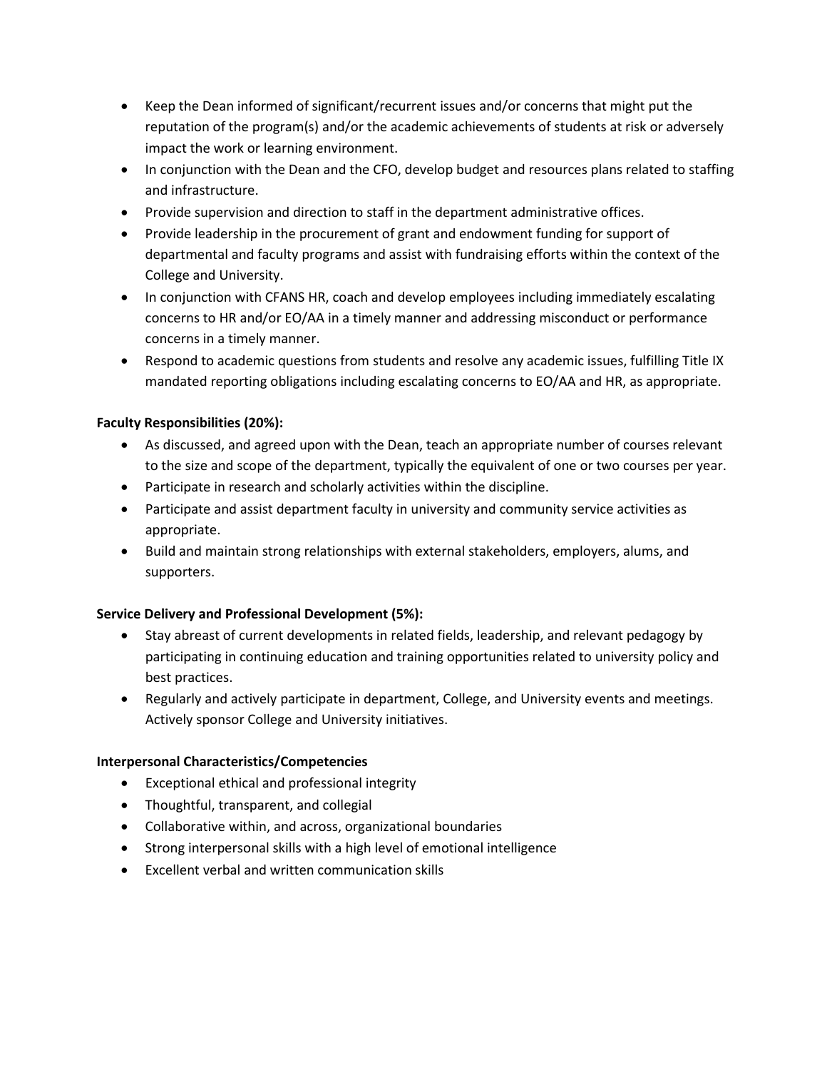- Keep the Dean informed of significant/recurrent issues and/or concerns that might put the reputation of the program(s) and/or the academic achievements of students at risk or adversely impact the work or learning environment.
- In conjunction with the Dean and the CFO, develop budget and resources plans related to staffing and infrastructure.
- Provide supervision and direction to staff in the department administrative offices.
- Provide leadership in the procurement of grant and endowment funding for support of departmental and faculty programs and assist with fundraising efforts within the context of the College and University.
- In conjunction with CFANS HR, coach and develop employees including immediately escalating concerns to HR and/or EO/AA in a timely manner and addressing misconduct or performance concerns in a timely manner.
- Respond to academic questions from students and resolve any academic issues, fulfilling Title IX mandated reporting obligations including escalating concerns to EO/AA and HR, as appropriate.

**Faculty Responsibilities (20%):**

- As discussed, and agreed upon with the Dean, teach an appropriate number of courses relevant to the size and scope of the department, typically the equivalent of one or two courses per year.
- Participate in research and scholarly activities within the discipline.
- Participate and assist department faculty in university and community service activities as appropriate.
- Build and maintain strong relationships with external stakeholders, employers, alums, and supporters.

**Service Delivery and Professional Development (5%):**

- Stay abreast of current developments in related fields, leadership, and relevant pedagogy by participating in continuing education and training opportunities related to university policy and best practices.
- Regularly and actively participate in department, College, and University events and meetings. Actively sponsor College and University initiatives.

**Interpersonal Characteristics/Competencies**

- Exceptional ethical and professional integrity
- Thoughtful, transparent, and collegial
- Collaborative within, and across, organizational boundaries
- Strong interpersonal skills with a high level of emotional intelligence
- Excellent verbal and written communication skills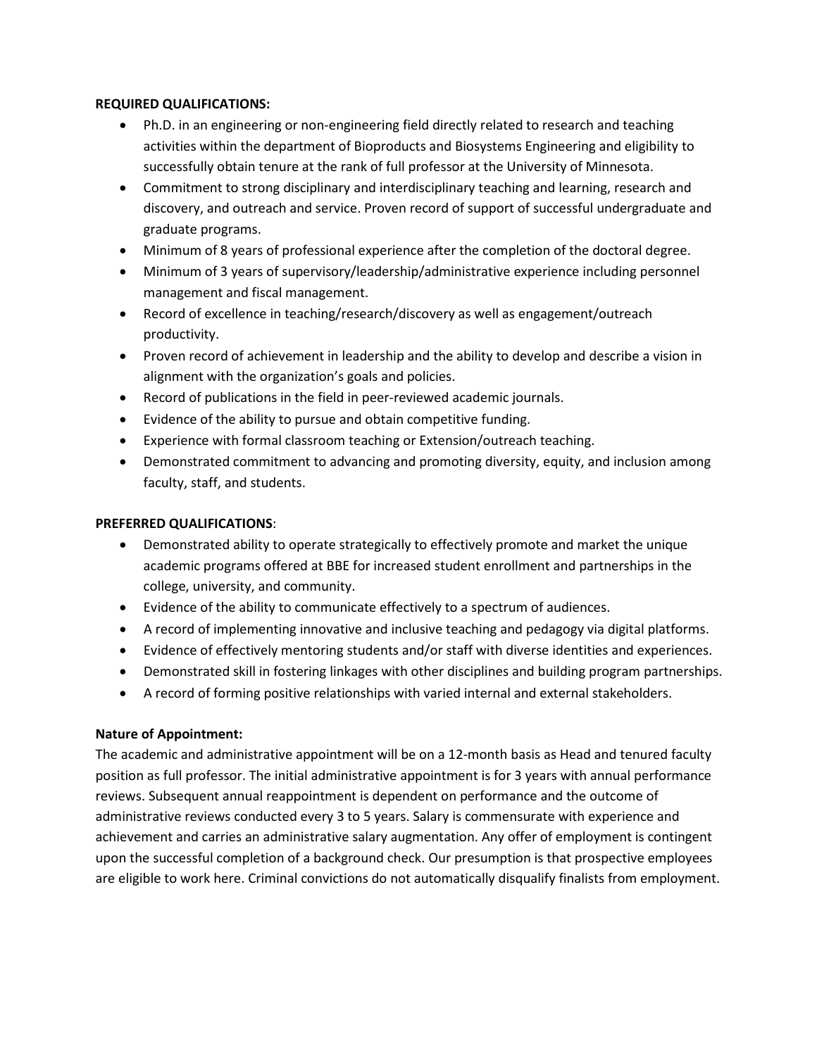**REQUIRED QUALIFICATIONS:**

- Ph.D. in an engineering or non-engineering field directly related to research and teaching activities within the department of Bioproducts and Biosystems Engineering and eligibility to successfully obtain tenure at the rank of full professor at the University of Minnesota.
- Commitment to strong disciplinary and interdisciplinary teaching and learning, research and discovery, and outreach and service. Proven record of support of successful undergraduate and graduate programs.
- Minimum of 8 years of professional experience after the completion of the doctoral degree.
- Minimum of 3 years of supervisory/leadership/administrative experience including personnel management and fiscal management.
- Record of excellence in teaching/research/discovery as well as engagement/outreach productivity.
- Proven record of achievement in leadership and the ability to develop and describe a vision in alignment with the organization's goals and policies.
- Record of publications in the field in peer-reviewed academic journals.
- Evidence of the ability to pursue and obtain competitive funding.
- Experience with formal classroom teaching or Extension/outreach teaching.
- Demonstrated commitment to advancing and promoting diversity, equity, and inclusion among faculty, staff, and students.

**PREFERRED QUALIFICATIONS**:

- Demonstrated ability to operate strategically to effectively promote and market the unique academic programs offered at BBE for increased student enrollment and partnerships in the college, university, and community.
- Evidence of the ability to communicate effectively to a spectrum of audiences.
- A record of implementing innovative and inclusive teaching and pedagogy via digital platforms.
- Evidence of effectively mentoring students and/or staff with diverse identities and experiences.
- Demonstrated skill in fostering linkages with other disciplines and building program partnerships.
- A record of forming positive relationships with varied internal and external stakeholders.

**Nature of Appointment:**

The academic and administrative appointment will be on a 12-month basis as Head and tenured faculty position as full professor. The initial administrative appointment is for 3 years with annual performance reviews. Subsequent annual reappointment is dependent on performance and the outcome of administrative reviews conducted every 3 to 5 years. Salary is commensurate with experience and achievement and carries an administrative salary augmentation. Any offer of employment is contingent upon the successful completion of a background check. Our presumption is that prospective employees are eligible to work here. Criminal convictions do not automatically disqualify finalists from employment.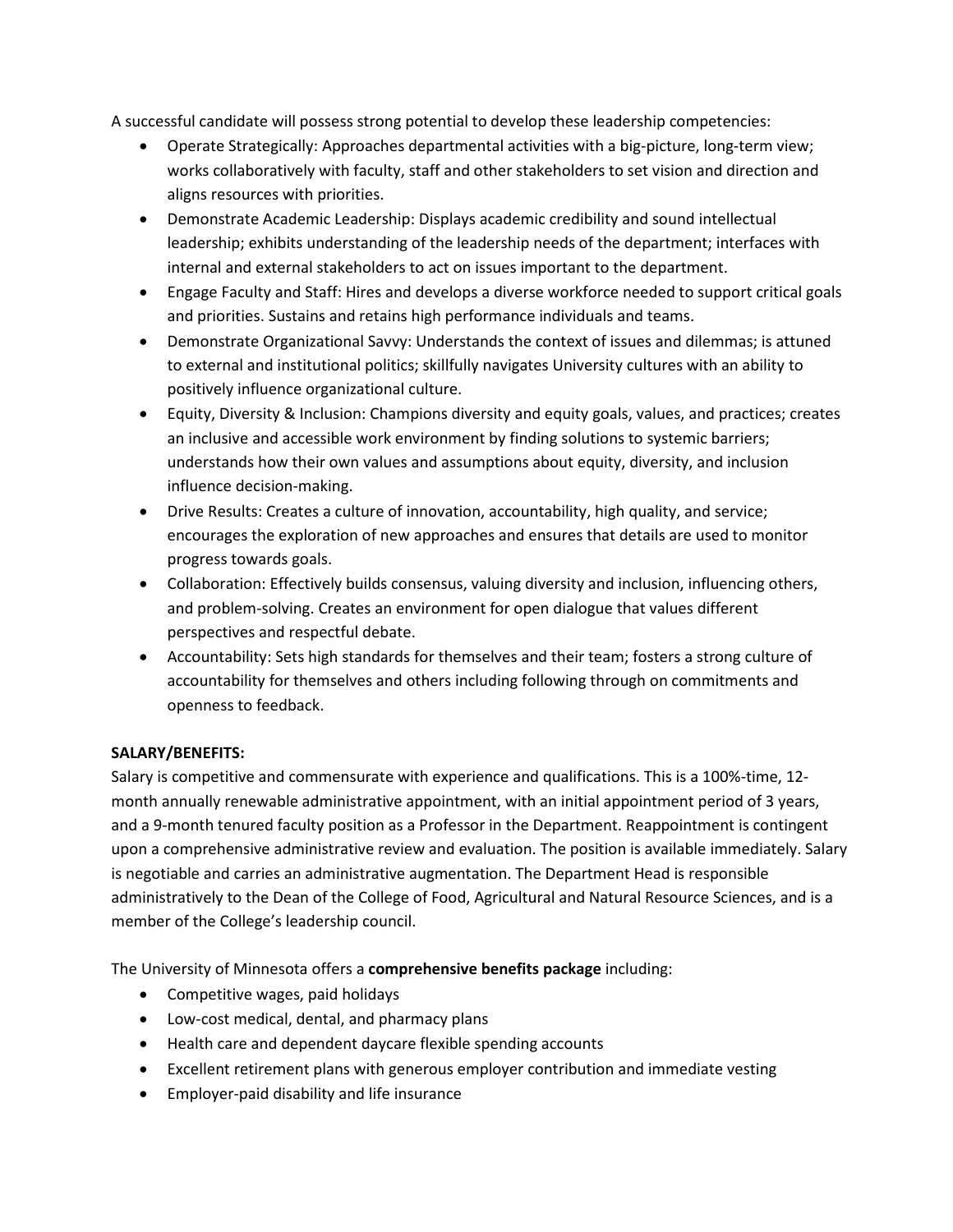A successful candidate will possess strong potential to develop these leadership competencies:

- Operate Strategically: Approaches departmental activities with a big-picture, long-term view; works collaboratively with faculty, staff and other stakeholders to set vision and direction and aligns resources with priorities.
- Demonstrate Academic Leadership: Displays academic credibility and sound intellectual leadership; exhibits understanding of the leadership needs of the department; interfaces with internal and external stakeholders to act on issues important to the department.
- Engage Faculty and Staff: Hires and develops a diverse workforce needed to support critical goals and priorities. Sustains and retains high performance individuals and teams.
- Demonstrate Organizational Savvy: Understands the context of issues and dilemmas; is attuned to external and institutional politics; skillfully navigates University cultures with an ability to positively influence organizational culture.
- Equity, Diversity & Inclusion: Champions diversity and equity goals, values, and practices; creates an inclusive and accessible work environment by finding solutions to systemic barriers; understands how their own values and assumptions about equity, diversity, and inclusion influence decision-making.
- Drive Results: Creates a culture of innovation, accountability, high quality, and service; encourages the exploration of new approaches and ensures that details are used to monitor progress towards goals.
- Collaboration: Effectively builds consensus, valuing diversity and inclusion, influencing others, and problem-solving. Creates an environment for open dialogue that values different perspectives and respectful debate.
- Accountability: Sets high standards for themselves and their team; fosters a strong culture of accountability for themselves and others including following through on commitments and openness to feedback.

**SALARY/BENEFITS:**

Salary is competitive and commensurate with experience and qualifications. This is a 100%-time, 12-month annually renewable administrative appointment, with an initial appointment period of 3 years, and a 9-month tenured faculty position as a Professor in the Department. Reappointment is contingent upon a comprehensive administrative review and evaluation. The position is available immediately. Salary is negotiable and carries an administrative augmentation. The Department Head is responsible administratively to the Dean of the College of Food, Agricultural and Natural Resource Sciences, and is a member of the College's leadership council.

The University of Minnesota offers a **comprehensive benefits package** including:

- Competitive wages, paid holidays
- Low-cost medical, dental, and pharmacy plans
- Health care and dependent daycare flexible spending accounts
- Excellent retirement plans with generous employer contribution and immediate vesting
- Employer-paid disability and life insurance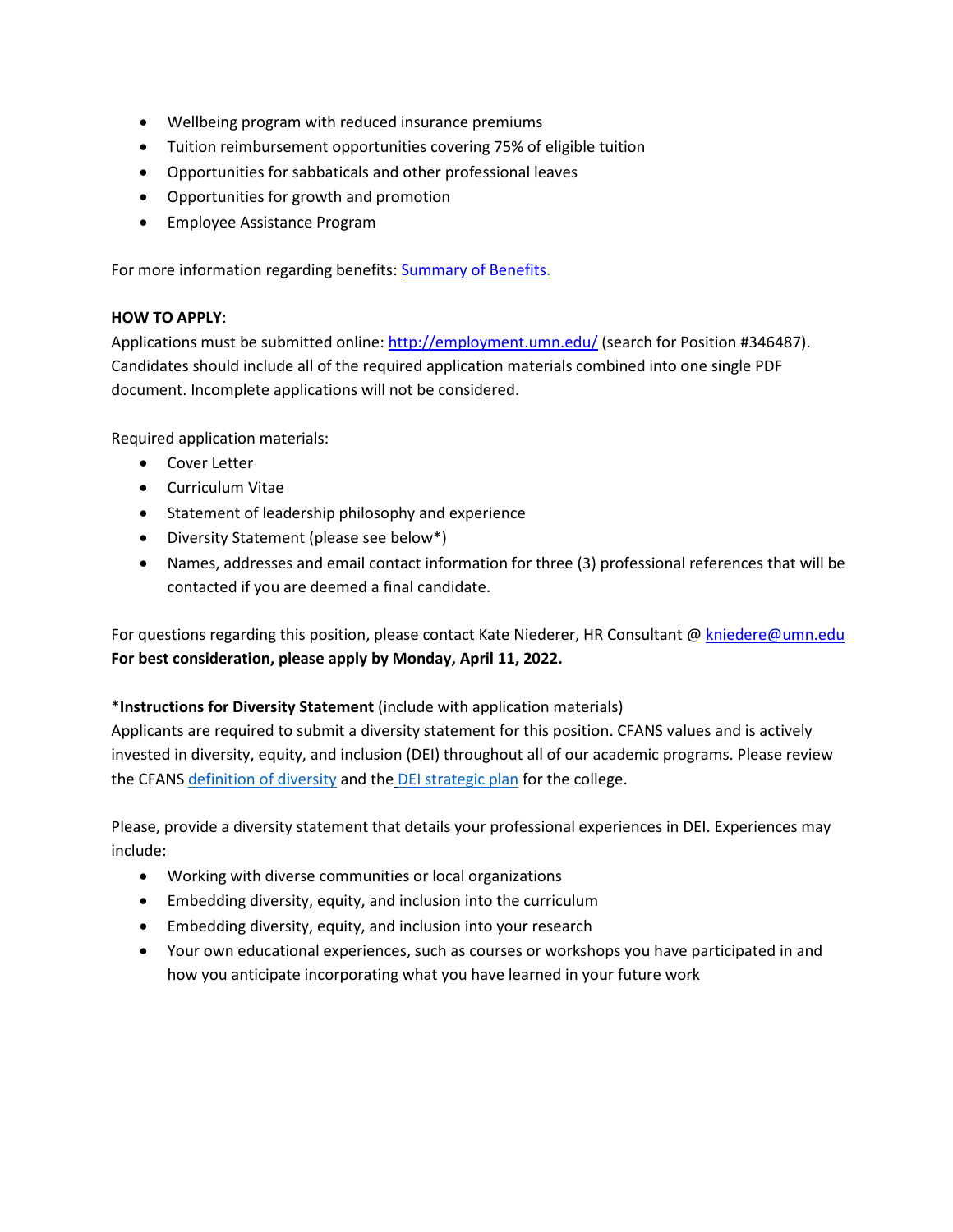- Wellbeing program with reduced insurance premiums
- Tuition reimbursement opportunities covering 75% of eligible tuition
- Opportunities for sabbaticals and other professional leaves
- Opportunities for growth and promotion
- Employee Assistance Program

For more information regarding benefits: [Summary of Benefits.]

**HOW TO APPLY**:
Applications must be submitted online: http://employment.umn.edu/ (search for Position #346487). Candidates should include all of the required application materials combined into one single PDF document. Incomplete applications will not be considered.

Required application materials:

- Cover Letter
- Curriculum Vitae
- Statement of leadership philosophy and experience
- Diversity Statement (please see below*)
- Names, addresses and email contact information for three (3) professional references that will be contacted if you are deemed a final candidate.

For questions regarding this position, please contact Kate Niederer, HR Consultant @ kniedere@umn.edu
**For best consideration, please apply by Monday, April 11, 2022.**

*__Instructions for Diversity Statement__ (include with application materials)
Applicants are required to submit a diversity statement for this position. CFANS values and is actively invested in diversity, equity, and inclusion (DEI) throughout all of our academic programs. Please review the CFANS definition of diversity and the DEI strategic plan for the college.

Please, provide a diversity statement that details your professional experiences in DEI. Experiences may include:

- Working with diverse communities or local organizations
- Embedding diversity, equity, and inclusion into the curriculum
- Embedding diversity, equity, and inclusion into your research
- Your own educational experiences, such as courses or workshops you have participated in and how you anticipate incorporating what you have learned in your future work